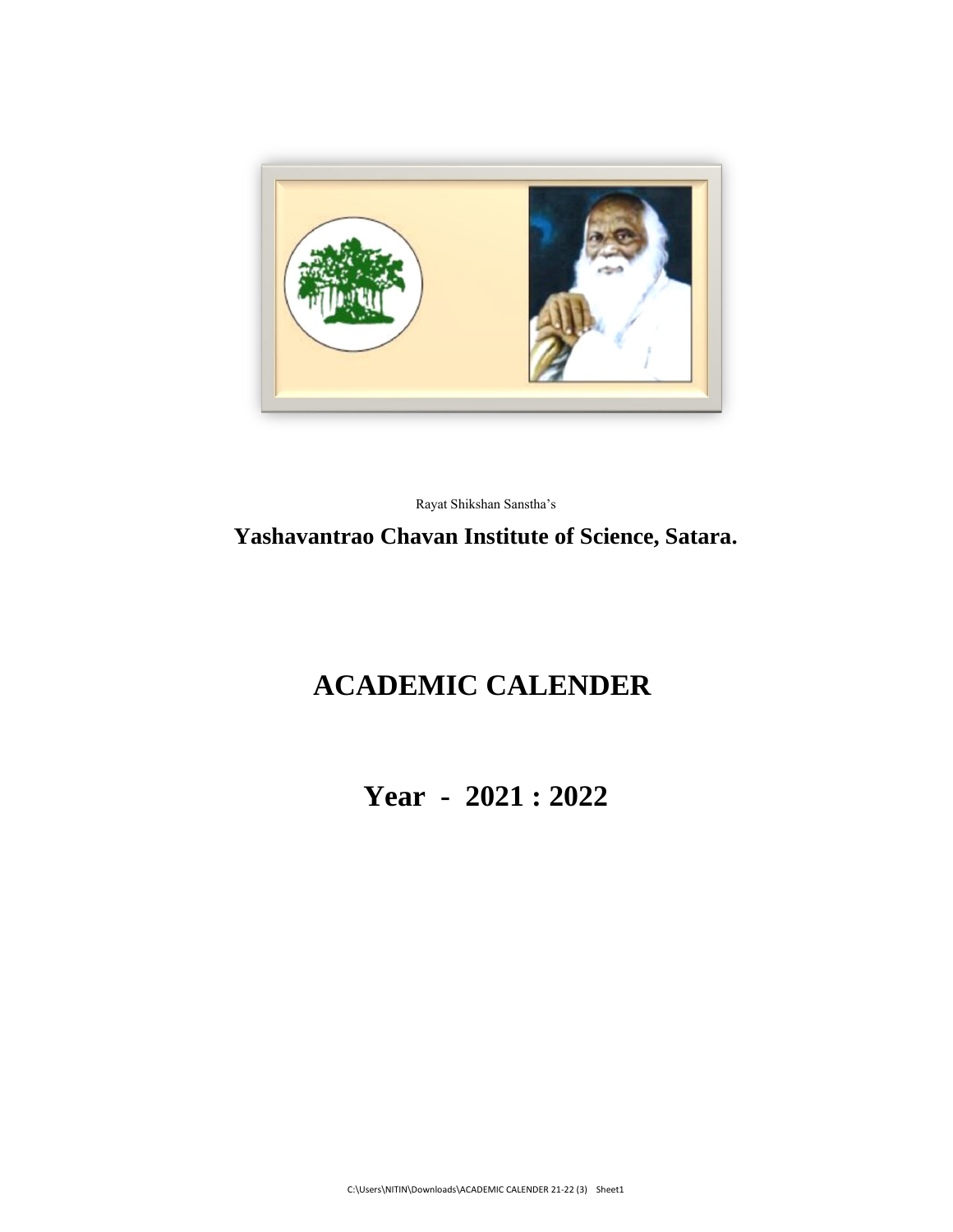Rayat Shikshan Sanstha's

## Yashavantrao Chavan Institute of Science, Satara.

# ACADEMIC CALENDER

# Year - 2021 : 2022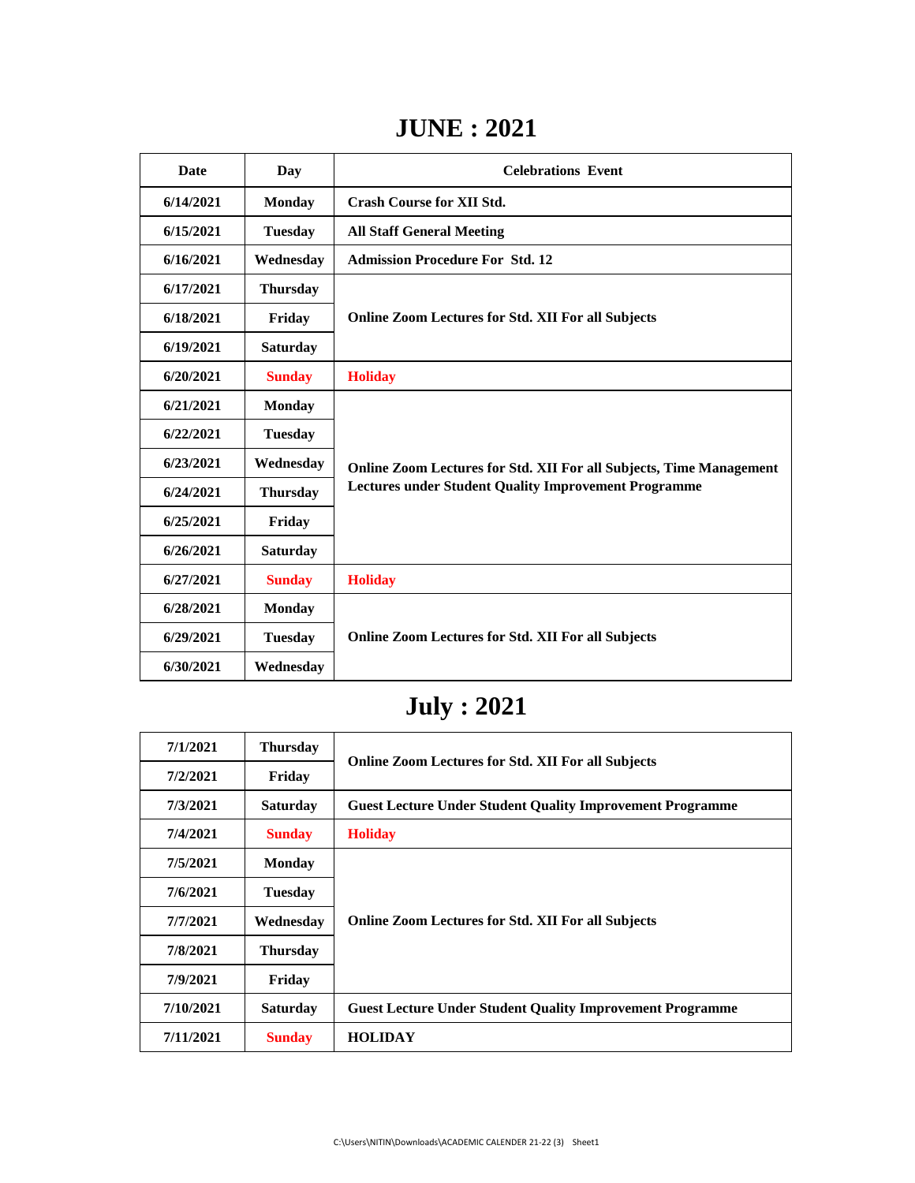# JUNE : 2021

| Date | Day | Celebrations Event |
|---|---|---|
| 6/14/2021 | Monday | Crash Course for XII Std. |
| 6/15/2021 | Tuesday | All Staff General Meeting |
| 6/16/2021 | Wednesday | Admission Procedure For Std. 12 |
| 6/17/2021 | Thursday | Online Zoom Lectures for Std. XII For all Subjects |
| 6/18/2021 | Friday | |
| 6/19/2021 | Saturday | |
| 6/20/2021 | Sunday | Holiday |
| 6/21/2021 | Monday | Online Zoom Lectures for Std. XII For all Subjects, Time Management Lectures under Student Quality Improvement Programme |
| 6/22/2021 | Tuesday | |
| 6/23/2021 | Wednesday | |
| 6/24/2021 | Thursday | |
| 6/25/2021 | Friday | |
| 6/26/2021 | Saturday | |
| 6/27/2021 | Sunday | Holiday |
| 6/28/2021 | Monday | Online Zoom Lectures for Std. XII For all Subjects |
| 6/29/2021 | Tuesday | |
| 6/30/2021 | Wednesday | |

# July : 2021

| Date | Day | Celebrations Event |
|---|---|---|
| 7/1/2021 | Thursday | Online Zoom Lectures for Std. XII For all Subjects |
| 7/2/2021 | Friday | |
| 7/3/2021 | Saturday | Guest Lecture Under Student Quality Improvement Programme |
| 7/4/2021 | Sunday | Holiday |
| 7/5/2021 | Monday | Online Zoom Lectures for Std. XII For all Subjects |
| 7/6/2021 | Tuesday | |
| 7/7/2021 | Wednesday | |
| 7/8/2021 | Thursday | |
| 7/9/2021 | Friday | |
| 7/10/2021 | Saturday | Guest Lecture Under Student Quality Improvement Programme |
| 7/11/2021 | Sunday | HOLIDAY |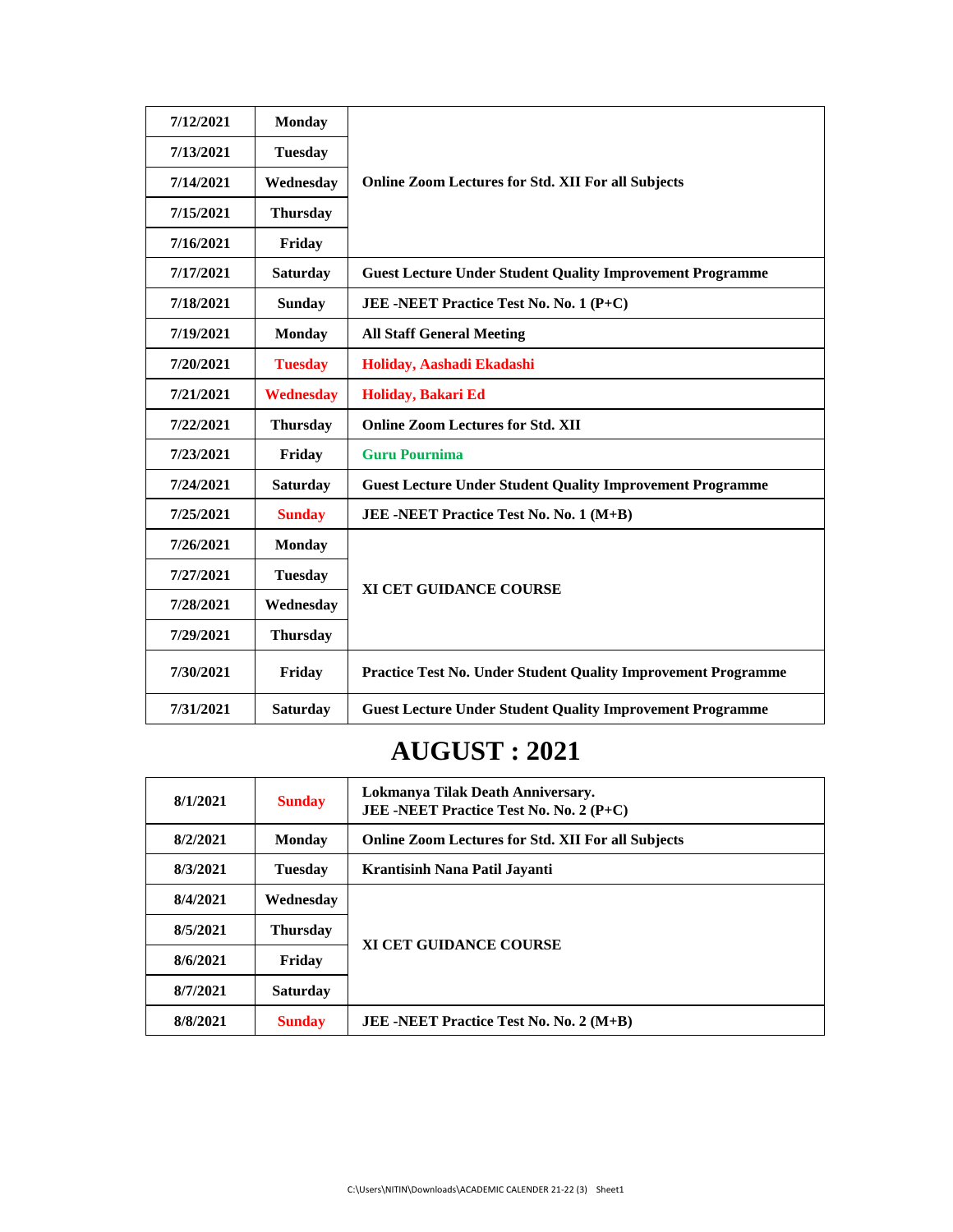| 7/12/2021 | Monday | Online Zoom Lectures for Std. XII For all Subjects |
|---|---|---|
| 7/13/2021 | Tuesday | |
| 7/14/2021 | Wednesday | |
| 7/15/2021 | Thursday | |
| 7/16/2021 | Friday | |
| 7/17/2021 | Saturday | Guest Lecture Under Student Quality Improvement Programme |
| 7/18/2021 | Sunday | JEE -NEET Practice Test No. No. 1 (P+C) |
| 7/19/2021 | Monday | All Staff General Meeting |
| 7/20/2021 | Tuesday | Holiday, Aashadi Ekadashi |
| 7/21/2021 | Wednesday | Holiday, Bakari Ed |
| 7/22/2021 | Thursday | Online Zoom Lectures for Std. XII |
| 7/23/2021 | Friday | Guru Pournima |
| 7/24/2021 | Saturday | Guest Lecture Under Student Quality Improvement Programme |
| 7/25/2021 | Sunday | JEE -NEET Practice Test No. No. 1 (M+B) |
| 7/26/2021 | Monday | XI CET GUIDANCE COURSE |
| 7/27/2021 | Tuesday | |
| 7/28/2021 | Wednesday | |
| 7/29/2021 | Thursday | |
| 7/30/2021 | Friday | Practice Test No. Under Student Quality Improvement Programme |
| 7/31/2021 | Saturday | Guest Lecture Under Student Quality Improvement Programme |

# AUGUST : 2021

| 8/1/2021 | Sunday | Lokmanya Tilak Death Anniversary. JEE -NEET Practice Test No. No. 2 (P+C) |
|---|---|---|
| 8/2/2021 | Monday | Online Zoom Lectures for Std. XII For all Subjects |
| 8/3/2021 | Tuesday | Krantisinh Nana Patil Jayanti |
| 8/4/2021 | Wednesday | XI CET GUIDANCE COURSE |
| 8/5/2021 | Thursday | |
| 8/6/2021 | Friday | |
| 8/7/2021 | Saturday | |
| 8/8/2021 | Sunday | JEE -NEET Practice Test No. No. 2 (M+B) |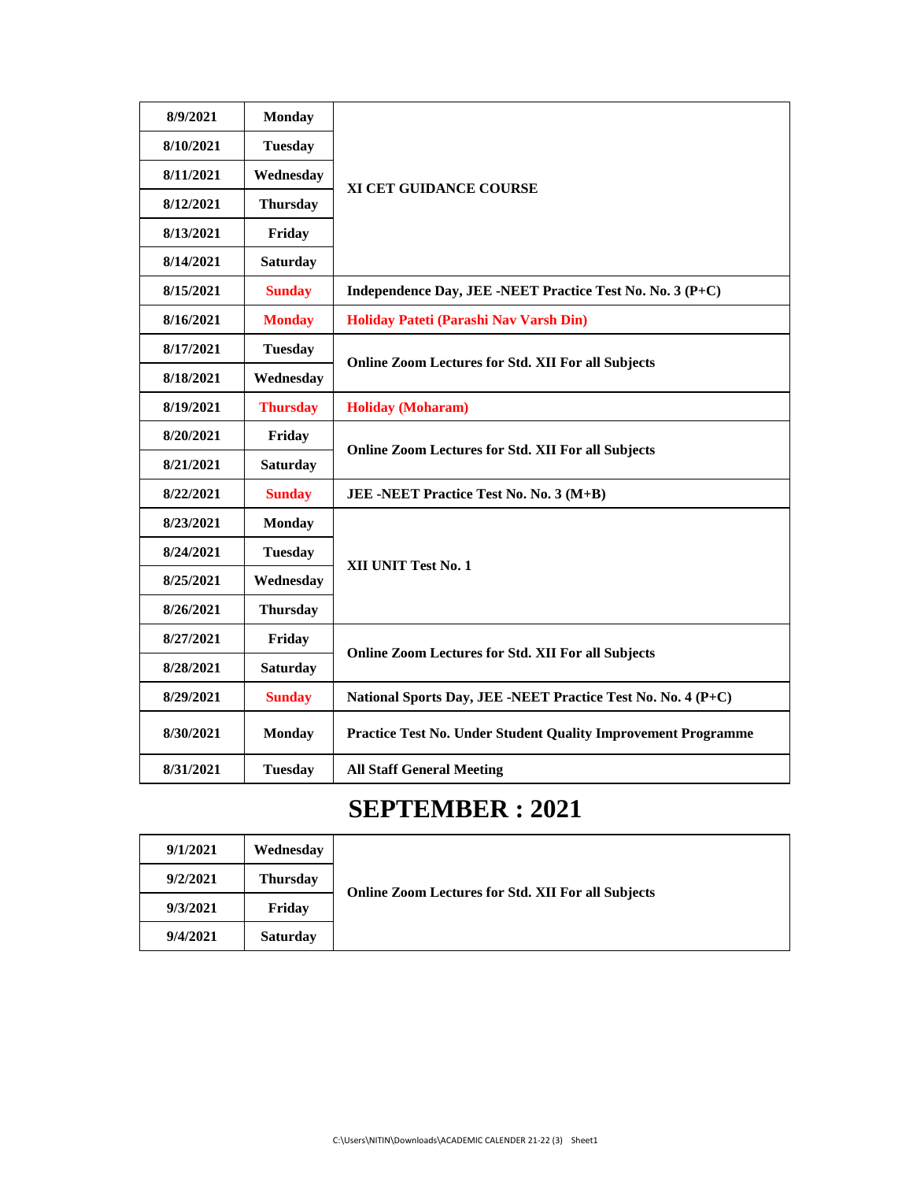| 8/9/2021 | Monday | XI CET GUIDANCE COURSE |
|---|---|---|
| 8/10/2021 | Tuesday | |
| 8/11/2021 | Wednesday | |
| 8/12/2021 | Thursday | |
| 8/13/2021 | Friday | |
| 8/14/2021 | Saturday | |
| 8/15/2021 | Sunday | Independence Day, JEE -NEET Practice Test No. No. 3 (P+C) |
| 8/16/2021 | Monday | Holiday Pateti (Parashi Nav Varsh Din) |
| 8/17/2021 | Tuesday | Online Zoom Lectures for Std. XII For all Subjects |
| 8/18/2021 | Wednesday | |
| 8/19/2021 | Thursday | Holiday (Moharam) |
| 8/20/2021 | Friday | Online Zoom Lectures for Std. XII For all Subjects |
| 8/21/2021 | Saturday | |
| 8/22/2021 | Sunday | JEE -NEET Practice Test No. No. 3 (M+B) |
| 8/23/2021 | Monday | XII UNIT Test No. 1 |
| 8/24/2021 | Tuesday | |
| 8/25/2021 | Wednesday | |
| 8/26/2021 | Thursday | |
| 8/27/2021 | Friday | Online Zoom Lectures for Std. XII For all Subjects |
| 8/28/2021 | Saturday | |
| 8/29/2021 | Sunday | National Sports Day, JEE -NEET Practice Test No. No. 4 (P+C) |
| 8/30/2021 | Monday | Practice Test No. Under Student Quality Improvement Programme |
| 8/31/2021 | Tuesday | All Staff General Meeting |

# SEPTEMBER : 2021

| 9/1/2021 | Wednesday | Online Zoom Lectures for Std. XII For all Subjects |
|---|---|---|
| 9/2/2021 | Thursday | |
| 9/3/2021 | Friday | |
| 9/4/2021 | Saturday | |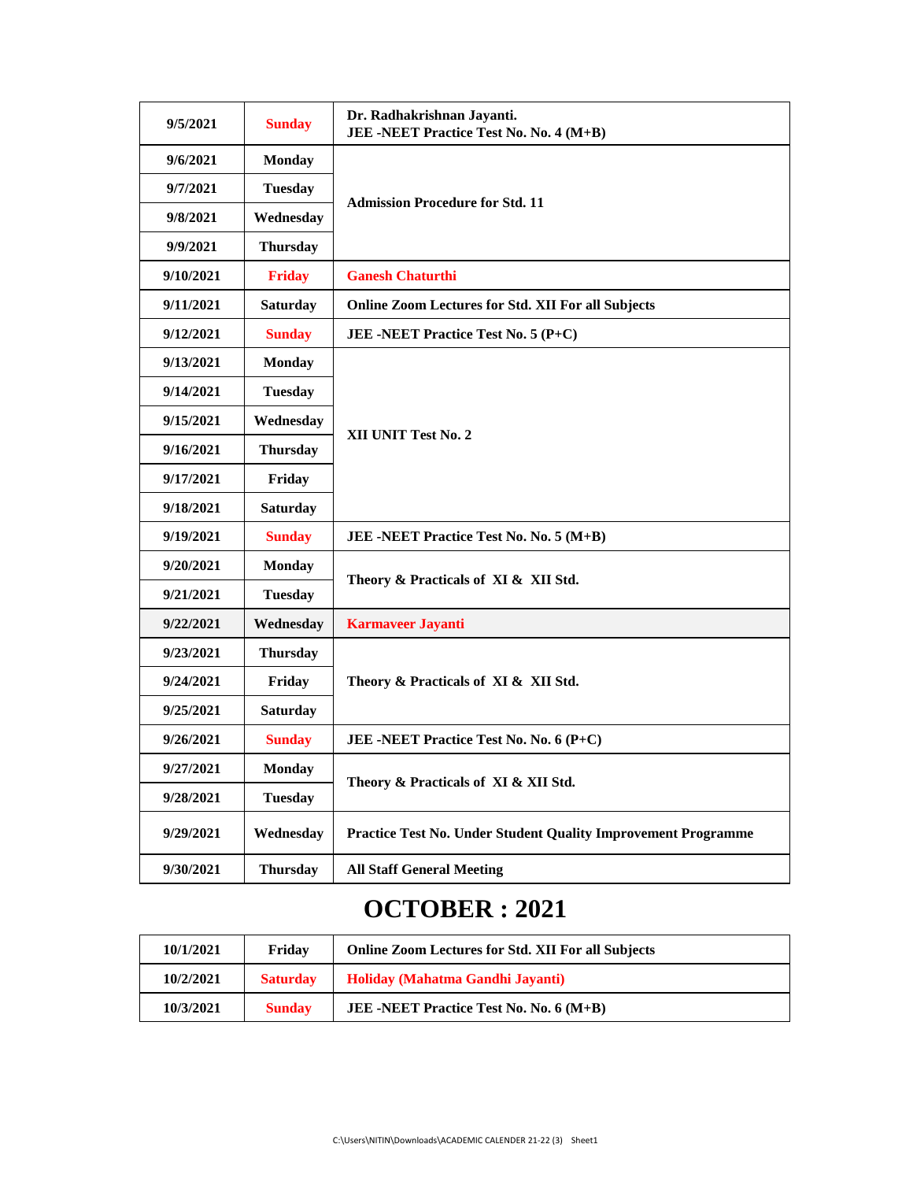| 9/5/2021 | Sunday | Dr. Radhakrishnan Jayanti. JEE -NEET Practice Test No. No. 4 (M+B) |
|---|---|---|
| 9/6/2021 | Monday | Admission Procedure for Std. 11 |
| 9/7/2021 | Tuesday | |
| 9/8/2021 | Wednesday | |
| 9/9/2021 | Thursday | |
| 9/10/2021 | Friday | Ganesh Chaturthi |
| 9/11/2021 | Saturday | Online Zoom Lectures for Std. XII For all Subjects |
| 9/12/2021 | Sunday | JEE -NEET Practice Test No. 5 (P+C) |
| 9/13/2021 | Monday | XII UNIT Test No. 2 |
| 9/14/2021 | Tuesday | |
| 9/15/2021 | Wednesday | |
| 9/16/2021 | Thursday | |
| 9/17/2021 | Friday | |
| 9/18/2021 | Saturday | |
| 9/19/2021 | Sunday | JEE -NEET Practice Test No. No. 5 (M+B) |
| 9/20/2021 | Monday | Theory & Practicals of XI & XII Std. |
| 9/21/2021 | Tuesday | |
| 9/22/2021 | Wednesday | Karmaveer Jayanti |
| 9/23/2021 | Thursday | Theory & Practicals of XI & XII Std. |
| 9/24/2021 | Friday | |
| 9/25/2021 | Saturday | |
| 9/26/2021 | Sunday | JEE -NEET Practice Test No. No. 6 (P+C) |
| 9/27/2021 | Monday | Theory & Practicals of XI & XII Std. |
| 9/28/2021 | Tuesday | |
| 9/29/2021 | Wednesday | Practice Test No. Under Student Quality Improvement Programme |
| 9/30/2021 | Thursday | All Staff General Meeting |

# OCTOBER : 2021

| 10/1/2021 | Friday | Online Zoom Lectures for Std. XII For all Subjects |
|---|---|---|
| 10/2/2021 | Saturday | Holiday (Mahatma Gandhi Jayanti) |
| 10/3/2021 | Sunday | JEE -NEET Practice Test No. No. 6 (M+B) |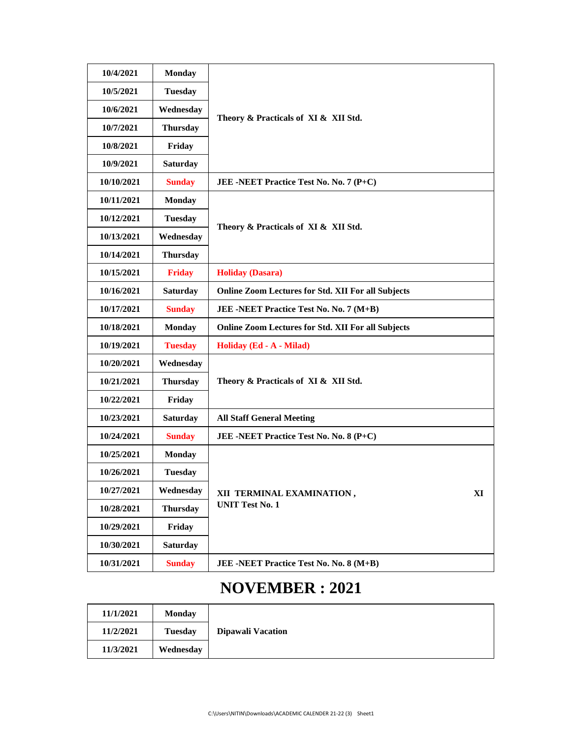| | | |
|---|---|---|
| 10/4/2021 | Monday | Theory & Practicals of XI & XII Std. |
| 10/5/2021 | Tuesday | |
| 10/6/2021 | Wednesday | |
| 10/7/2021 | Thursday | |
| 10/8/2021 | Friday | |
| 10/9/2021 | Saturday | |
| 10/10/2021 | Sunday | JEE -NEET Practice Test No. No. 7 (P+C) |
| 10/11/2021 | Monday | Theory & Practicals of XI & XII Std. |
| 10/12/2021 | Tuesday | |
| 10/13/2021 | Wednesday | |
| 10/14/2021 | Thursday | |
| 10/15/2021 | Friday | Holiday (Dasara) |
| 10/16/2021 | Saturday | Online Zoom Lectures for Std. XII For all Subjects |
| 10/17/2021 | Sunday | JEE -NEET Practice Test No. No. 7 (M+B) |
| 10/18/2021 | Monday | Online Zoom Lectures for Std. XII For all Subjects |
| 10/19/2021 | Tuesday | Holiday (Ed - A - Milad) |
| 10/20/2021 | Wednesday | Theory & Practicals of XI & XII Std. |
| 10/21/2021 | Thursday | |
| 10/22/2021 | Friday | |
| 10/23/2021 | Saturday | All Staff General Meeting |
| 10/24/2021 | Sunday | JEE -NEET Practice Test No. No. 8 (P+C) |
| 10/25/2021 | Monday | XII TERMINAL EXAMINATION , XI UNIT Test No. 1 |
| 10/26/2021 | Tuesday | |
| 10/27/2021 | Wednesday | |
| 10/28/2021 | Thursday | |
| 10/29/2021 | Friday | |
| 10/30/2021 | Saturday | |
| 10/31/2021 | Sunday | JEE -NEET Practice Test No. No. 8 (M+B) |

# NOVEMBER : 2021

| | | |
|---|---|---|
| 11/1/2021 | Monday | Dipawali Vacation |
| 11/2/2021 | Tuesday | |
| 11/3/2021 | Wednesday | |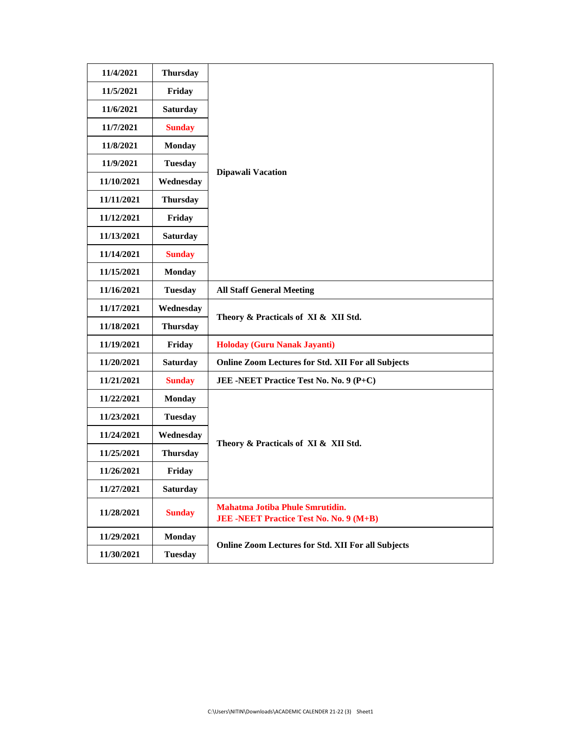| | | |
|---|---|---|
| 11/4/2021 | Thursday | Dipawali Vacation |
| 11/5/2021 | Friday | |
| 11/6/2021 | Saturday | |
| 11/7/2021 | Sunday | |
| 11/8/2021 | Monday | |
| 11/9/2021 | Tuesday | |
| 11/10/2021 | Wednesday | |
| 11/11/2021 | Thursday | |
| 11/12/2021 | Friday | |
| 11/13/2021 | Saturday | |
| 11/14/2021 | Sunday | |
| 11/15/2021 | Monday | |
| 11/16/2021 | Tuesday | All Staff General Meeting |
| 11/17/2021 | Wednesday | Theory & Practicals of XI & XII Std. |
| 11/18/2021 | Thursday | |
| 11/19/2021 | Friday | Holoday (Guru Nanak Jayanti) |
| 11/20/2021 | Saturday | Online Zoom Lectures for Std. XII For all Subjects |
| 11/21/2021 | Sunday | JEE -NEET Practice Test No. No. 9 (P+C) |
| 11/22/2021 | Monday | Theory & Practicals of XI & XII Std. |
| 11/23/2021 | Tuesday | |
| 11/24/2021 | Wednesday | |
| 11/25/2021 | Thursday | |
| 11/26/2021 | Friday | |
| 11/27/2021 | Saturday | |
| 11/28/2021 | Sunday | Mahatma Jotiba Phule Smrutidin. JEE -NEET Practice Test No. No. 9 (M+B) |
| 11/29/2021 | Monday | Online Zoom Lectures for Std. XII For all Subjects |
| 11/30/2021 | Tuesday | |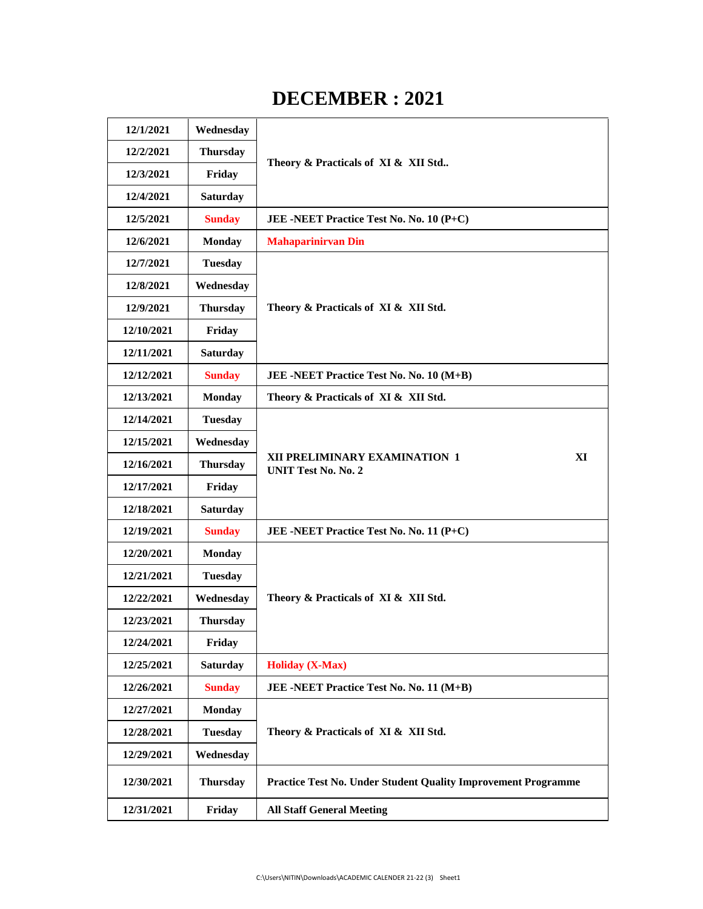# DECEMBER : 2021

| Date | Day | Activity |
|---|---|---|
| 12/1/2021 | Wednesday | Theory & Practicals of XI & XII Std.. |
| 12/2/2021 | Thursday | |
| 12/3/2021 | Friday | |
| 12/4/2021 | Saturday | |
| 12/5/2021 | Sunday | JEE -NEET Practice Test No. No. 10 (P+C) |
| 12/6/2021 | Monday | Mahaparinirvan Din |
| 12/7/2021 | Tuesday | Theory & Practicals of XI & XII Std. |
| 12/8/2021 | Wednesday | |
| 12/9/2021 | Thursday | |
| 12/10/2021 | Friday | |
| 12/11/2021 | Saturday | |
| 12/12/2021 | Sunday | JEE -NEET Practice Test No. No. 10 (M+B) |
| 12/13/2021 | Monday | Theory & Practicals of XI & XII Std. |
| 12/14/2021 | Tuesday | XII PRELIMINARY EXAMINATION 1 XI UNIT Test No. No. 2 |
| 12/15/2021 | Wednesday | |
| 12/16/2021 | Thursday | |
| 12/17/2021 | Friday | |
| 12/18/2021 | Saturday | |
| 12/19/2021 | Sunday | JEE -NEET Practice Test No. No. 11 (P+C) |
| 12/20/2021 | Monday | Theory & Practicals of XI & XII Std. |
| 12/21/2021 | Tuesday | |
| 12/22/2021 | Wednesday | |
| 12/23/2021 | Thursday | |
| 12/24/2021 | Friday | |
| 12/25/2021 | Saturday | Holiday (X-Max) |
| 12/26/2021 | Sunday | JEE -NEET Practice Test No. No. 11 (M+B) |
| 12/27/2021 | Monday | Theory & Practicals of XI & XII Std. |
| 12/28/2021 | Tuesday | |
| 12/29/2021 | Wednesday | |
| 12/30/2021 | Thursday | Practice Test No. Under Student Quality Improvement Programme |
| 12/31/2021 | Friday | All Staff General Meeting |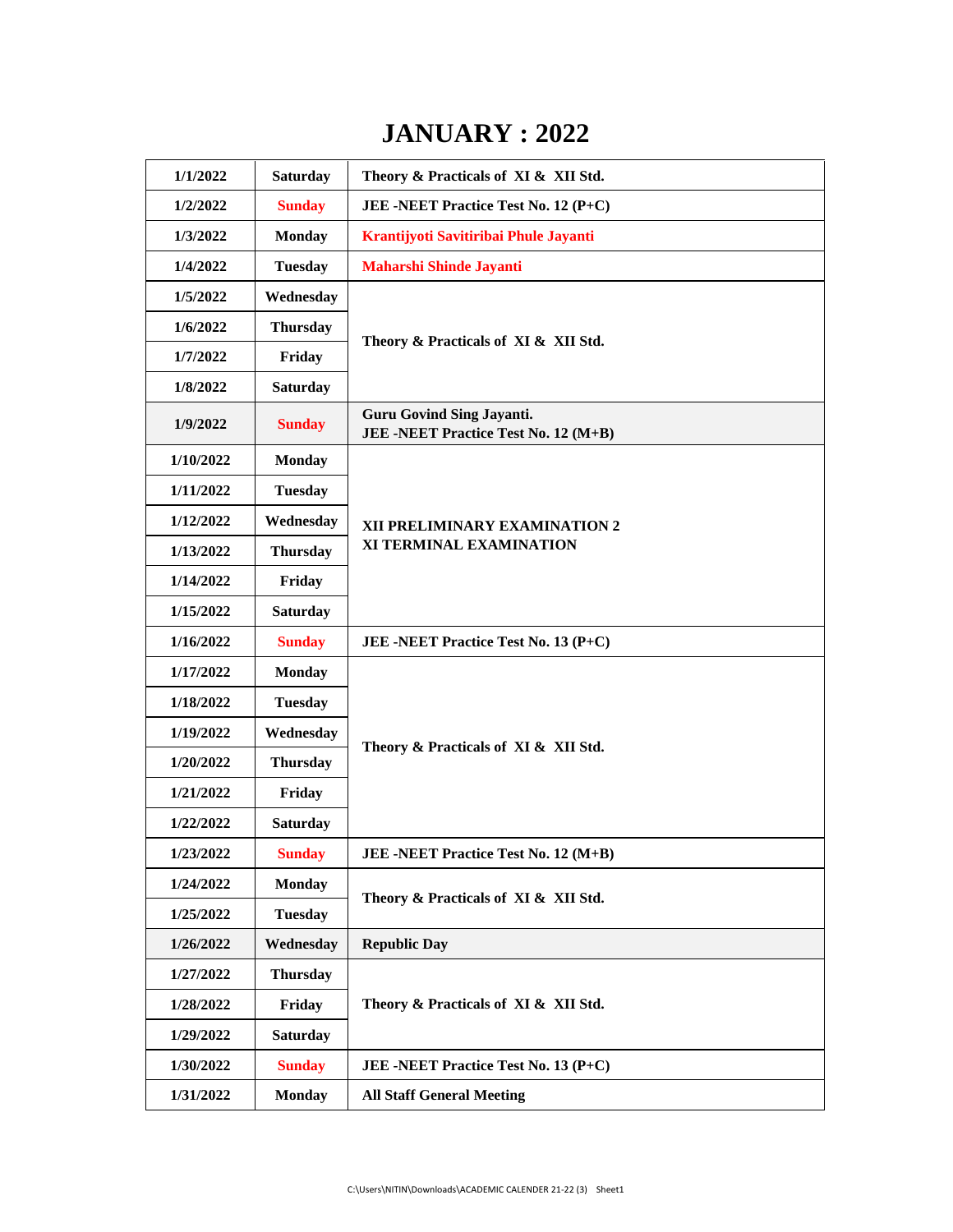# JANUARY : 2022

| Date | Day | Event |
|---|---|---|
| 1/1/2022 | Saturday | Theory & Practicals of XI & XII Std. |
| 1/2/2022 | Sunday | JEE -NEET Practice Test No. 12 (P+C) |
| 1/3/2022 | Monday | Krantijyoti Savitiribai Phule Jayanti |
| 1/4/2022 | Tuesday | Maharshi Shinde Jayanti |
| 1/5/2022 | Wednesday | Theory & Practicals of XI & XII Std. |
| 1/6/2022 | Thursday | |
| 1/7/2022 | Friday | |
| 1/8/2022 | Saturday | |
| 1/9/2022 | Sunday | Guru Govind Sing Jayanti. JEE -NEET Practice Test No. 12 (M+B) |
| 1/10/2022 | Monday | XII PRELIMINARY EXAMINATION 2 XI TERMINAL EXAMINATION |
| 1/11/2022 | Tuesday | |
| 1/12/2022 | Wednesday | |
| 1/13/2022 | Thursday | |
| 1/14/2022 | Friday | |
| 1/15/2022 | Saturday | |
| 1/16/2022 | Sunday | JEE -NEET Practice Test No. 13 (P+C) |
| 1/17/2022 | Monday | Theory & Practicals of XI & XII Std. |
| 1/18/2022 | Tuesday | |
| 1/19/2022 | Wednesday | |
| 1/20/2022 | Thursday | |
| 1/21/2022 | Friday | |
| 1/22/2022 | Saturday | |
| 1/23/2022 | Sunday | JEE -NEET Practice Test No. 12 (M+B) |
| 1/24/2022 | Monday | Theory & Practicals of XI & XII Std. |
| 1/25/2022 | Tuesday | |
| 1/26/2022 | Wednesday | Republic Day |
| 1/27/2022 | Thursday | Theory & Practicals of XI & XII Std. |
| 1/28/2022 | Friday | |
| 1/29/2022 | Saturday | |
| 1/30/2022 | Sunday | JEE -NEET Practice Test No. 13 (P+C) |
| 1/31/2022 | Monday | All Staff General Meeting |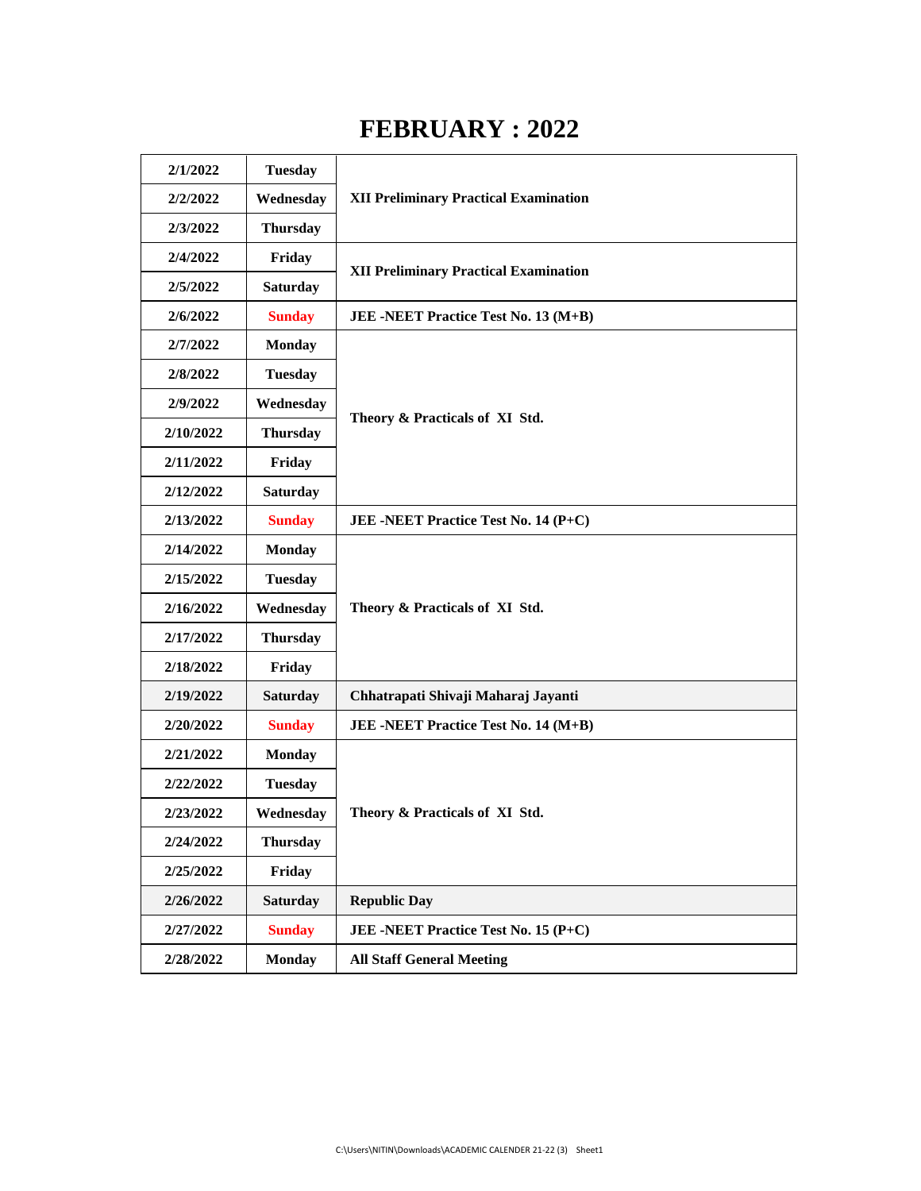# FEBRUARY : 2022

| Date | Day | Event |
|---|---|---|
| 2/1/2022 | Tuesday | XII Preliminary Practical Examination |
| 2/2/2022 | Wednesday | |
| 2/3/2022 | Thursday | |
| 2/4/2022 | Friday | XII Preliminary Practical Examination |
| 2/5/2022 | Saturday | |
| 2/6/2022 | Sunday | JEE -NEET Practice Test No. 13 (M+B) |
| 2/7/2022 | Monday | Theory & Practicals of XI Std. |
| 2/8/2022 | Tuesday | |
| 2/9/2022 | Wednesday | |
| 2/10/2022 | Thursday | |
| 2/11/2022 | Friday | |
| 2/12/2022 | Saturday | |
| 2/13/2022 | Sunday | JEE -NEET Practice Test No. 14 (P+C) |
| 2/14/2022 | Monday | Theory & Practicals of XI Std. |
| 2/15/2022 | Tuesday | |
| 2/16/2022 | Wednesday | |
| 2/17/2022 | Thursday | |
| 2/18/2022 | Friday | |
| 2/19/2022 | Saturday | Chhatrapati Shivaji Maharaj Jayanti |
| 2/20/2022 | Sunday | JEE -NEET Practice Test No. 14 (M+B) |
| 2/21/2022 | Monday | Theory & Practicals of XI Std. |
| 2/22/2022 | Tuesday | |
| 2/23/2022 | Wednesday | |
| 2/24/2022 | Thursday | |
| 2/25/2022 | Friday | |
| 2/26/2022 | Saturday | Republic Day |
| 2/27/2022 | Sunday | JEE -NEET Practice Test No. 15 (P+C) |
| 2/28/2022 | Monday | All Staff General Meeting |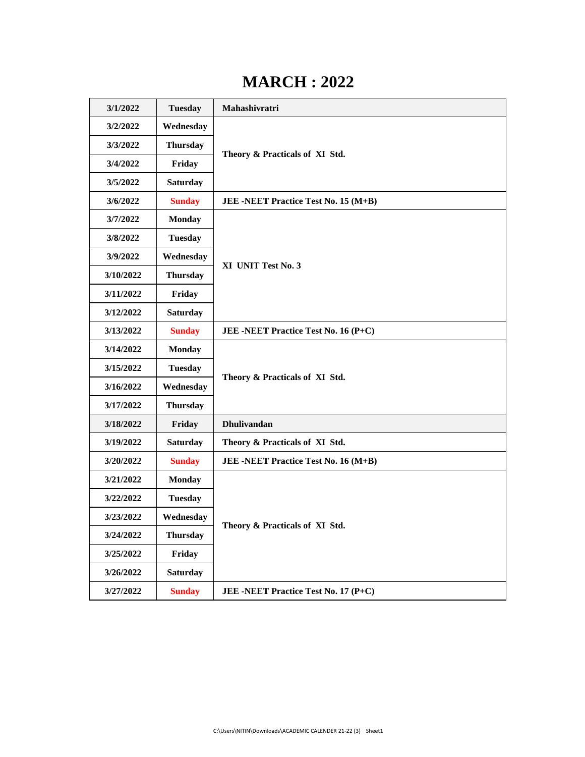# MARCH : 2022

| | | |
|---|---|---|
| 3/1/2022 | Tuesday | Mahashivratri |
| 3/2/2022 | Wednesday | Theory & Practicals of XI Std. |
| 3/3/2022 | Thursday | |
| 3/4/2022 | Friday | |
| 3/5/2022 | Saturday | |
| 3/6/2022 | Sunday | JEE -NEET Practice Test No. 15 (M+B) |
| 3/7/2022 | Monday | XI UNIT Test No. 3 |
| 3/8/2022 | Tuesday | |
| 3/9/2022 | Wednesday | |
| 3/10/2022 | Thursday | |
| 3/11/2022 | Friday | |
| 3/12/2022 | Saturday | |
| 3/13/2022 | Sunday | JEE -NEET Practice Test No. 16 (P+C) |
| 3/14/2022 | Monday | Theory & Practicals of XI Std. |
| 3/15/2022 | Tuesday | |
| 3/16/2022 | Wednesday | |
| 3/17/2022 | Thursday | |
| 3/18/2022 | Friday | Dhulivandan |
| 3/19/2022 | Saturday | Theory & Practicals of XI Std. |
| 3/20/2022 | Sunday | JEE -NEET Practice Test No. 16 (M+B) |
| 3/21/2022 | Monday | Theory & Practicals of XI Std. |
| 3/22/2022 | Tuesday | |
| 3/23/2022 | Wednesday | |
| 3/24/2022 | Thursday | |
| 3/25/2022 | Friday | |
| 3/26/2022 | Saturday | |
| 3/27/2022 | Sunday | JEE -NEET Practice Test No. 17 (P+C) |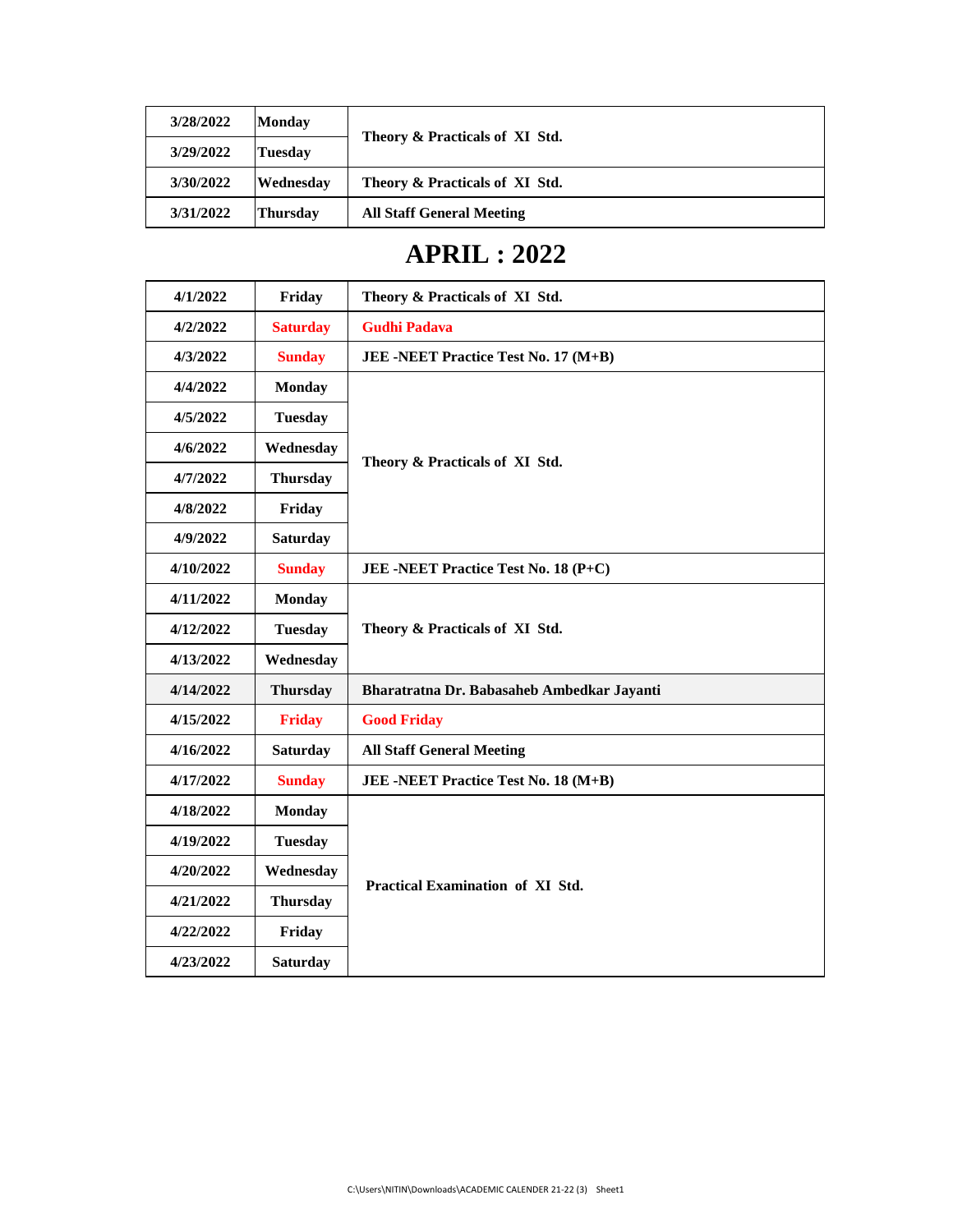| 3/28/2022 | Monday | Theory & Practicals of XI Std. |
|---|---|---|
| 3/29/2022 | Tuesday | |
| 3/30/2022 | Wednesday | Theory & Practicals of XI Std. |
| 3/31/2022 | Thursday | All Staff General Meeting |

# APRIL : 2022

| 4/1/2022 | Friday | Theory & Practicals of XI Std. |
|---|---|---|
| 4/2/2022 | Saturday | Gudhi Padava |
| 4/3/2022 | Sunday | JEE -NEET Practice Test No. 17 (M+B) |
| 4/4/2022 | Monday | Theory & Practicals of XI Std. |
| 4/5/2022 | Tuesday | |
| 4/6/2022 | Wednesday | |
| 4/7/2022 | Thursday | |
| 4/8/2022 | Friday | |
| 4/9/2022 | Saturday | |
| 4/10/2022 | Sunday | JEE -NEET Practice Test No. 18 (P+C) |
| 4/11/2022 | Monday | Theory & Practicals of XI Std. |
| 4/12/2022 | Tuesday | |
| 4/13/2022 | Wednesday | |
| 4/14/2022 | Thursday | Bharatratna Dr. Babasaheb Ambedkar Jayanti |
| 4/15/2022 | Friday | Good Friday |
| 4/16/2022 | Saturday | All Staff General Meeting |
| 4/17/2022 | Sunday | JEE -NEET Practice Test No. 18 (M+B) |
| 4/18/2022 | Monday | Practical Examination of XI Std. |
| 4/19/2022 | Tuesday | |
| 4/20/2022 | Wednesday | |
| 4/21/2022 | Thursday | |
| 4/22/2022 | Friday | |
| 4/23/2022 | Saturday | |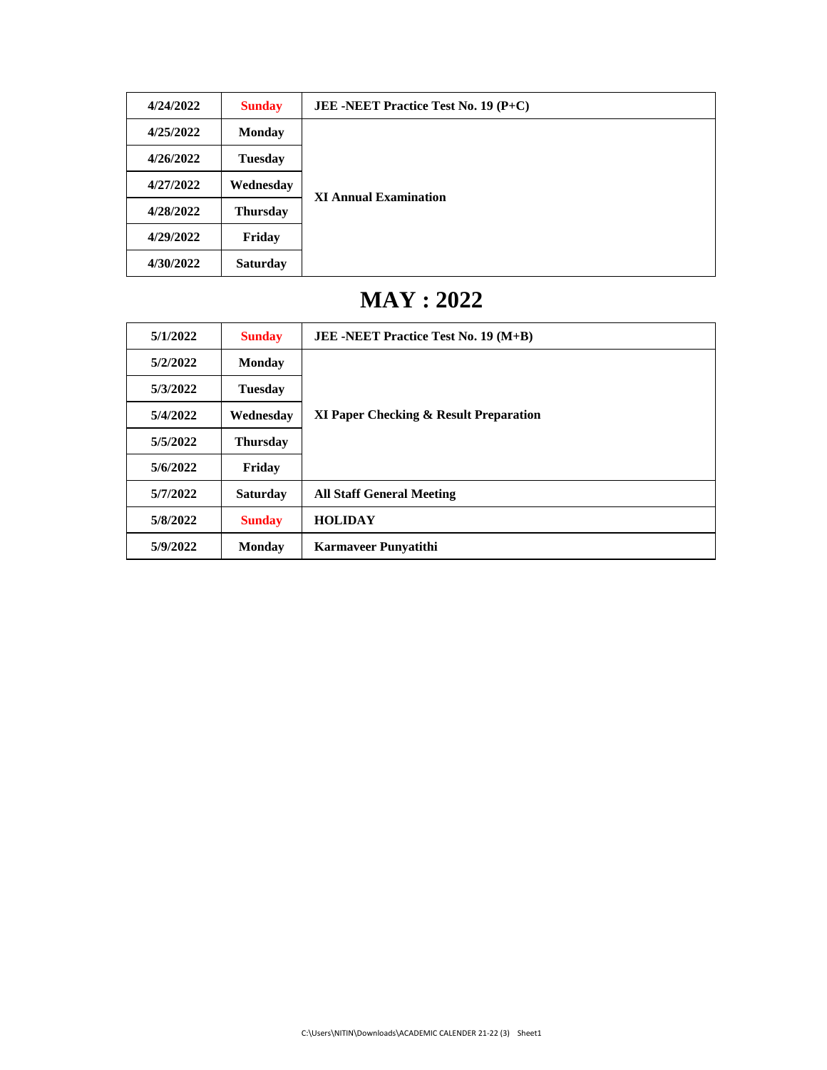| | | |
|---|---|---|
| 4/24/2022 | Sunday | JEE -NEET Practice Test No. 19 (P+C) |
| 4/25/2022 | Monday | XI Annual Examination |
| 4/26/2022 | Tuesday | |
| 4/27/2022 | Wednesday | |
| 4/28/2022 | Thursday | |
| 4/29/2022 | Friday | |
| 4/30/2022 | Saturday | |

# MAY : 2022

| | | |
|---|---|---|
| 5/1/2022 | Sunday | JEE -NEET Practice Test No. 19 (M+B) |
| 5/2/2022 | Monday | XI Paper Checking & Result Preparation |
| 5/3/2022 | Tuesday | |
| 5/4/2022 | Wednesday | |
| 5/5/2022 | Thursday | |
| 5/6/2022 | Friday | |
| 5/7/2022 | Saturday | All Staff General Meeting |
| 5/8/2022 | Sunday | HOLIDAY |
| 5/9/2022 | Monday | Karmaveer Punyatithi |